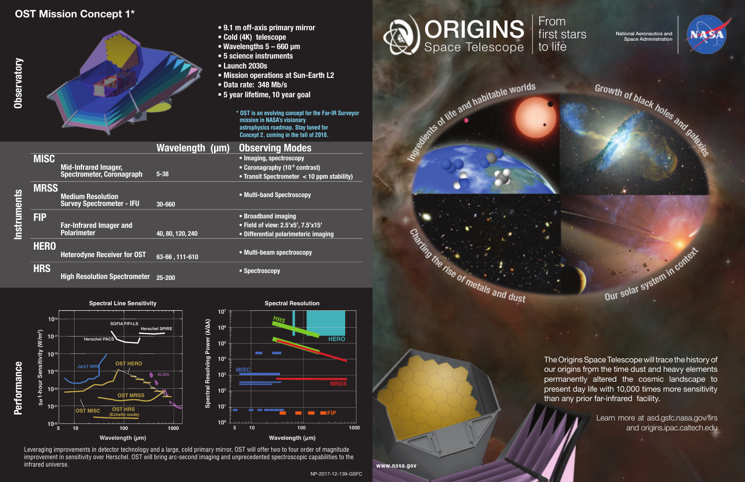## OST Mission Concept 1*

### Observatory

- 9.1 m off-axis primary mirror
- Cold (4K) telescope
- Wavelengths 5 – 660 µm
- 5 science instruments
- Launch 2030s
- Mission operations at Sun-Earth L2
- Data rate: 348 Mb/s
- 5 year lifetime, 10 year goal

* OST is an evolving concept for the Far-IR Surveyor mission in NASA's visionary astrophysics roadmap. Stay tuned for Concept 2, coming in the fall of 2018.

### Instruments

| Instrument | Wavelength (µm) | Observing Modes |
|---|---|---|
| **MISC** Mid-Infrared Imager, Spectrometer, Coronagraph | 5-38 | • Imaging, spectroscopy<br>• Coronagraphy ($10^{-6}$ contrast)<br>• Transit Spectrometer < 10 ppm stability) |
| **MRSS** Medium Resolution Survey Spectrometer - IFU | 30-660 | • Multi-band Spectroscopy |
| **FIP** Far-Infrared Imager and Polarimeter | 40, 80, 120, 240 | • Broadband imaging<br>• Field of view: 2.5'x5', 7.5'x15'<br>• Differential polarimeteric imaging |
| **HERO** Heterodyne Receiver for OST | 63-66 , 111-610 | • Multi-beam spectroscopy |
| **HRS** High Resolution Spectrometer | 25-200 | • Spectroscopy |

### Performance

Spectral Line Sensitivity

Spectral Resolution

Leveraging improvements in detector technology and a large, cold primary mirror, OST will offer two to four order of magnitude improvement in sensitivity over Herschel. OST will bring arc-second imaging and unprecedented spectroscopic capabilities to the infrared universe.

NP-2017-12-139-GSFC

# ORIGINS Space Telescope

From first stars to life

National Aeronautics and Space Administration

Ingredients of life and habitable worlds

Growth of black holes and galaxies

Charting the rise of metals and dust

Our solar system in context

The Origins Space Telescope will trace the history of our origins from the time dust and heavy elements permanently altered the cosmic landscape to present day life with 10,000 times more sensitivity than any prior far-infrared facility.

Learn more at asd.gsfc.nasa.gov/firs and origins.ipac.caltech.edu

www.nasa.gov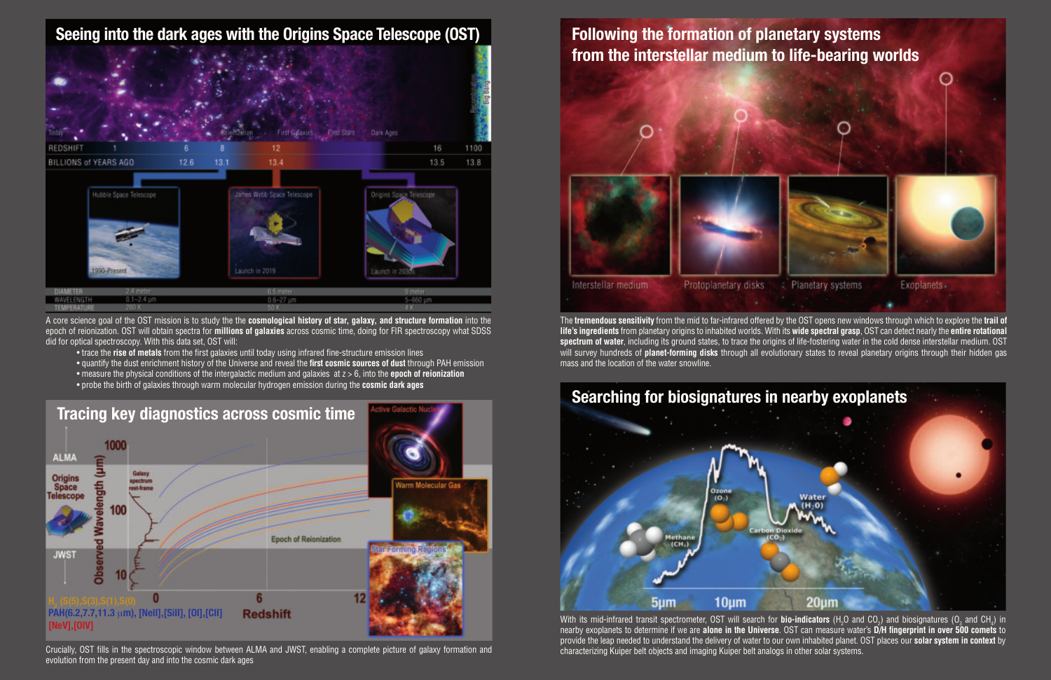## Seeing into the dark ages with the Origins Space Telescope (OST)

Today · Reionization · First Galaxies · First Stars · Dark Ages · Recombination · Big Bang

REDSHIFT 1 6 8 12 16 1100

BILLIONS of YEARS AGO 12.6 13.1 13.4 13.5 13.8

Hubble Space Telescope · 1990–Present

James Webb Space Telescope · Launch in 2019

Origins Space Telescope · Launch in 2030s

DIAMETER 2.4 meter · 6.5 meter · 9 meter

WAVELENGTH 0.1–2.4 µm · 0.6–27 µm · 5–660 µm

TEMPERATURE 260 K · 50 K · 4 K

A core science goal of the OST mission is to study the the **cosmological history of star, galaxy, and structure formation** into the epoch of reionization. OST will obtain spectra for **millions of galaxies** across cosmic time, doing for FIR spectroscopy what SDSS did for optical spectroscopy. With this data set, OST will:

- trace the **rise of metals** from the first galaxies until today using infrared fine-structure emission lines
- quantify the dust enrichment history of the Universe and reveal the **first cosmic sources of dust** through PAH emission
- measure the physical conditions of the intergalactic medium and galaxies at $z > 6$, into the **epoch of reionization**
- probe the birth of galaxies through warm molecular hydrogen emission during the **cosmic dark ages**

## Tracing key diagnostics across cosmic time

ALMA · Origins Space Telescope · JWST

Observed Wavelength (µm) 1000 100 10

Galaxy spectrum rest-frame

Epoch of Reionization

Redshift 0 6 12

$H_2$ (S(5),S(3),S(1),S(0))

PAH(6.2,7.7,11.3 µm), [NeII],[SiII], [OI],[CII]

[NeV],[OIV]

Active Galactic Nuclei · Warm Molecular Gas · Star Forming Regions

Crucially, OST fills in the spectroscopic window between ALMA and JWST, enabling a complete picture of galaxy formation and evolution from the present day and into the cosmic dark ages

## Following the formation of planetary systems from the interstellar medium to life-bearing worlds

Interstellar medium · Protoplanetary disks · Planetary systems · Exoplanets

The **tremendous sensitivity** from the mid to far-infrared offered by the OST opens new windows through which to explore the **trail of life's ingredients** from planetary origins to inhabited worlds. With its **wide spectral grasp**, OST can detect nearly the **entire rotational spectrum of water**, including its ground states, to trace the origins of life-fostering water in the cold dense interstellar medium. OST will survey hundreds of **planet-forming disks** through all evolutionary states to reveal planetary origins through their hidden gas mass and the location of the water snowline.

## Searching for biosignatures in nearby exoplanets

Methane ($CH_4$) · Ozone ($O_3$) · Water ($H_2O$) · Carbon Dioxide ($CO_2$)

5µm 10µm 20µm

With its mid-infrared transit spectrometer, OST will search for **bio-indicators** ($H_2O$ and $CO_2$) and biosignatures ($O_3$ and $CH_4$) in nearby exoplanets to determine if we are **alone in the Universe**. OST can measure water's **D/H fingerprint in over 500 comets** to provide the leap needed to understand the delivery of water to our own inhabited planet. OST places our **solar system in context** by characterizing Kuiper belt objects and imaging Kuiper belt analogs in other solar systems.